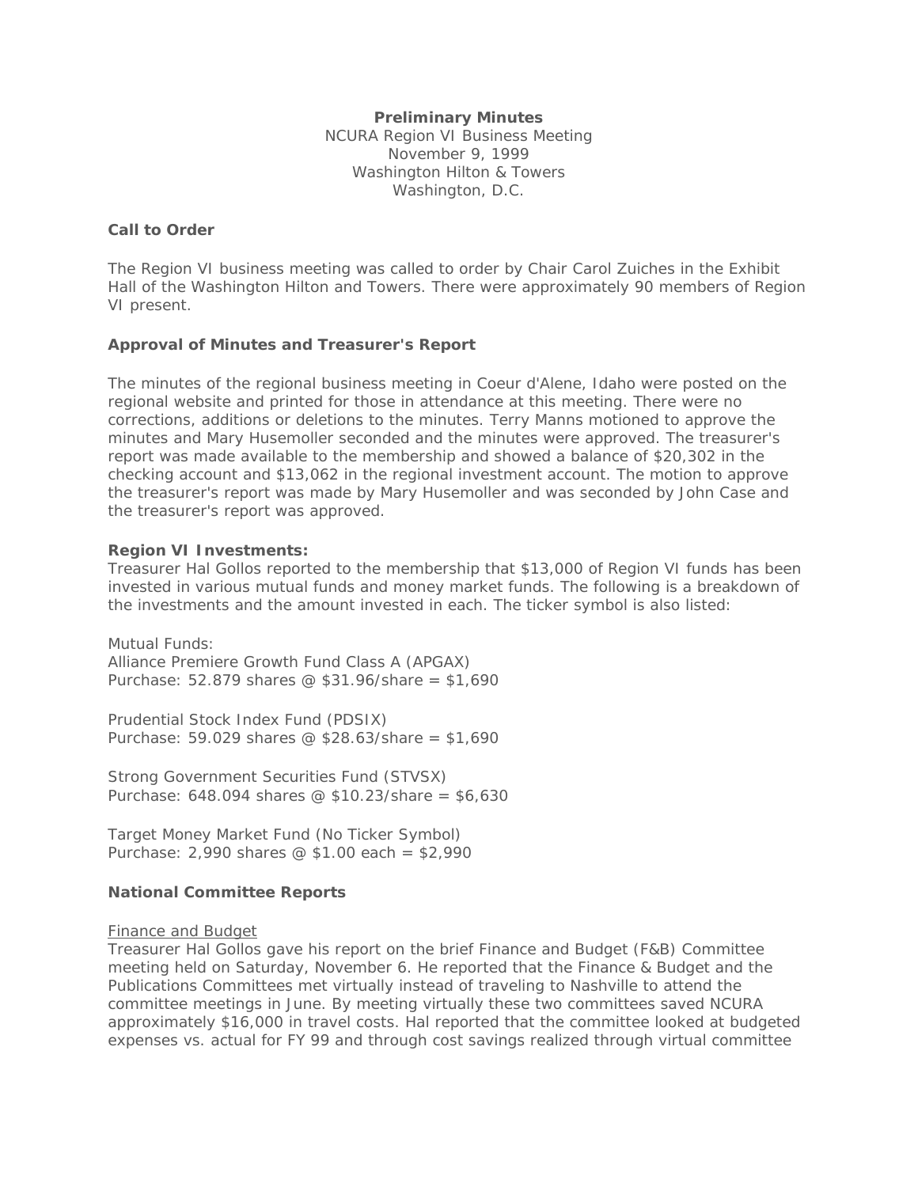**Preliminary Minutes**
NCURA Region VI Business Meeting
November 9, 1999
Washington Hilton & Towers
Washington, D.C.

**Call to Order**

The Region VI business meeting was called to order by Chair Carol Zuiches in the Exhibit Hall of the Washington Hilton and Towers. There were approximately 90 members of Region VI present.

**Approval of Minutes and Treasurer's Report**

The minutes of the regional business meeting in Coeur d'Alene, Idaho were posted on the regional website and printed for those in attendance at this meeting. There were no corrections, additions or deletions to the minutes. Terry Manns motioned to approve the minutes and Mary Husemoller seconded and the minutes were approved. The treasurer's report was made available to the membership and showed a balance of $20,302 in the checking account and $13,062 in the regional investment account. The motion to approve the treasurer's report was made by Mary Husemoller and was seconded by John Case and the treasurer's report was approved.

**Region VI Investments:**
Treasurer Hal Gollos reported to the membership that $13,000 of Region VI funds has been invested in various mutual funds and money market funds. The following is a breakdown of the investments and the amount invested in each. The ticker symbol is also listed:

Mutual Funds:
Alliance Premiere Growth Fund Class A (APGAX)
Purchase: 52.879 shares @ $31.96/share = $1,690

Prudential Stock Index Fund (PDSIX)
Purchase: 59.029 shares @ $28.63/share = $1,690

Strong Government Securities Fund (STVSX)
Purchase: 648.094 shares @ $10.23/share = $6,630

Target Money Market Fund (No Ticker Symbol)
Purchase: 2,990 shares @ $1.00 each = $2,990

**National Committee Reports**

Finance and Budget
Treasurer Hal Gollos gave his report on the brief Finance and Budget (F&B) Committee meeting held on Saturday, November 6. He reported that the Finance & Budget and the Publications Committees met virtually instead of traveling to Nashville to attend the committee meetings in June. By meeting virtually these two committees saved NCURA approximately $16,000 in travel costs. Hal reported that the committee looked at budgeted expenses vs. actual for FY 99 and through cost savings realized through virtual committee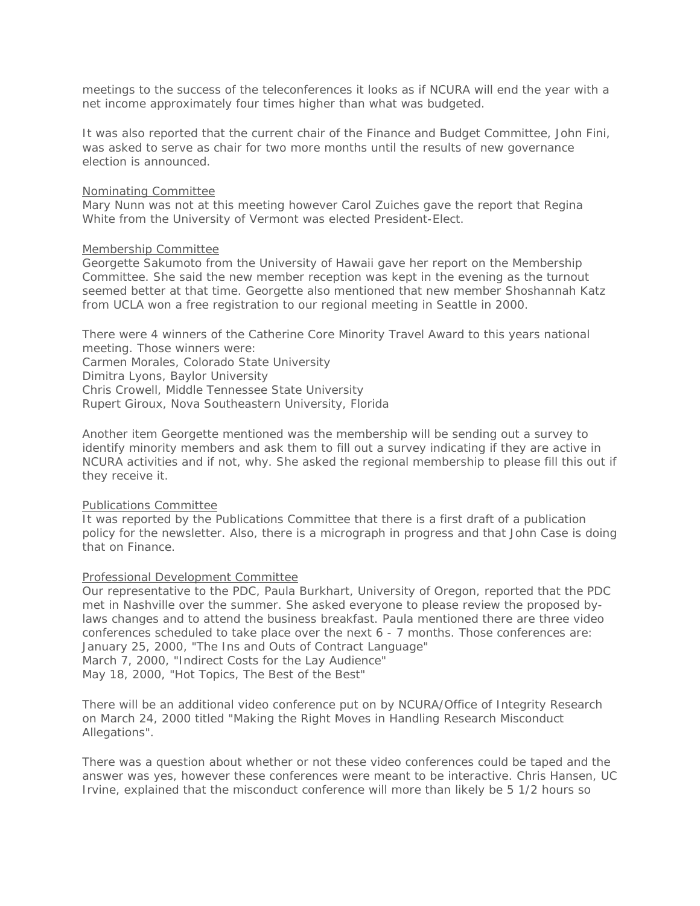meetings to the success of the teleconferences it looks as if NCURA will end the year with a net income approximately four times higher than what was budgeted.

It was also reported that the current chair of the Finance and Budget Committee, John Fini, was asked to serve as chair for two more months until the results of new governance election is announced.

<u>Nominating Committee</u>
Mary Nunn was not at this meeting however Carol Zuiches gave the report that Regina White from the University of Vermont was elected President-Elect.

<u>Membership Committee</u>
Georgette Sakumoto from the University of Hawaii gave her report on the Membership Committee. She said the new member reception was kept in the evening as the turnout seemed better at that time. Georgette also mentioned that new member Shoshannah Katz from UCLA won a free registration to our regional meeting in Seattle in 2000.

There were 4 winners of the Catherine Core Minority Travel Award to this years national meeting. Those winners were:
Carmen Morales, Colorado State University
Dimitra Lyons, Baylor University
Chris Crowell, Middle Tennessee State University
Rupert Giroux, Nova Southeastern University, Florida

Another item Georgette mentioned was the membership will be sending out a survey to identify minority members and ask them to fill out a survey indicating if they are active in NCURA activities and if not, why. She asked the regional membership to please fill this out if they receive it.

<u>Publications Committee</u>
It was reported by the Publications Committee that there is a first draft of a publication policy for the newsletter. Also, there is a micrograph in progress and that John Case is doing that on Finance.

<u>Professional Development Committee</u>
Our representative to the PDC, Paula Burkhart, University of Oregon, reported that the PDC met in Nashville over the summer. She asked everyone to please review the proposed by-laws changes and to attend the business breakfast. Paula mentioned there are three video conferences scheduled to take place over the next 6 - 7 months. Those conferences are:
January 25, 2000, "The Ins and Outs of Contract Language"
March 7, 2000, "Indirect Costs for the Lay Audience"
May 18, 2000, "Hot Topics, The Best of the Best"

There will be an additional video conference put on by NCURA/Office of Integrity Research on March 24, 2000 titled "Making the Right Moves in Handling Research Misconduct Allegations".

There was a question about whether or not these video conferences could be taped and the answer was yes, however these conferences were meant to be interactive. Chris Hansen, UC Irvine, explained that the misconduct conference will more than likely be 5 1/2 hours so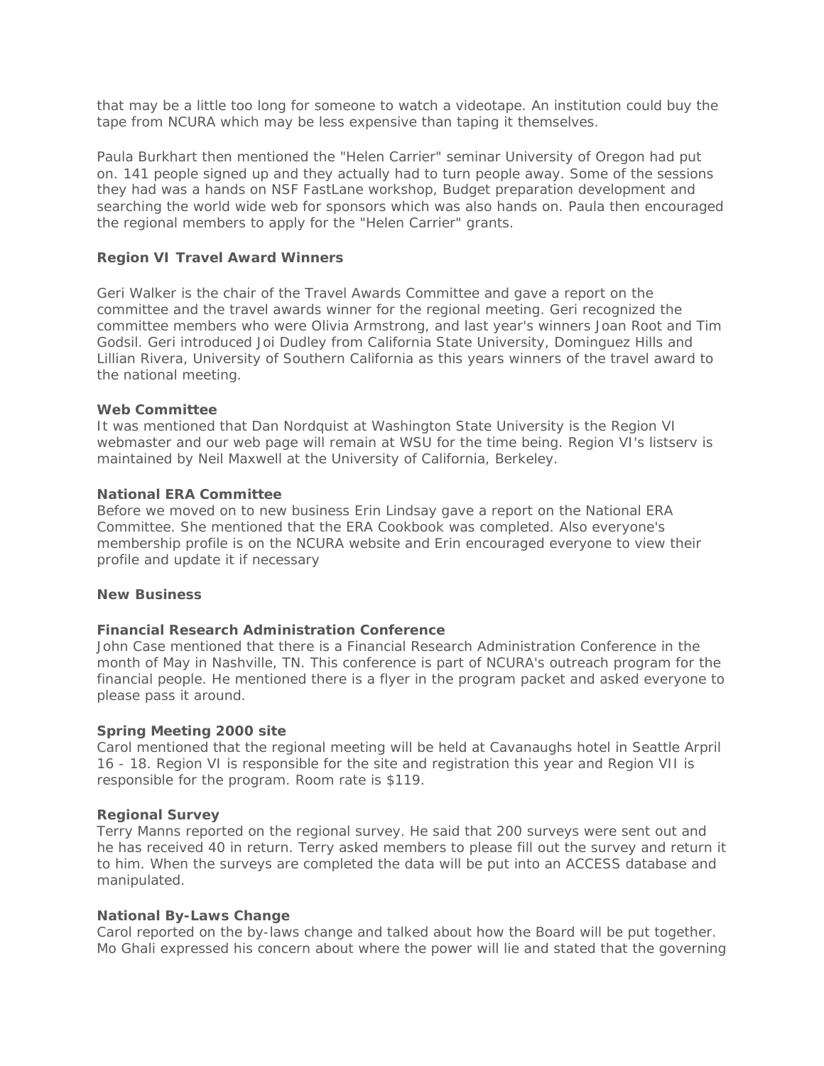that may be a little too long for someone to watch a videotape. An institution could buy the tape from NCURA which may be less expensive than taping it themselves.

Paula Burkhart then mentioned the "Helen Carrier" seminar University of Oregon had put on. 141 people signed up and they actually had to turn people away. Some of the sessions they had was a hands on NSF FastLane workshop, Budget preparation development and searching the world wide web for sponsors which was also hands on. Paula then encouraged the regional members to apply for the "Helen Carrier" grants.

**Region VI Travel Award Winners**

Geri Walker is the chair of the Travel Awards Committee and gave a report on the committee and the travel awards winner for the regional meeting. Geri recognized the committee members who were Olivia Armstrong, and last year's winners Joan Root and Tim Godsil. Geri introduced Joi Dudley from California State University, Dominguez Hills and Lillian Rivera, University of Southern California as this years winners of the travel award to the national meeting.

**Web Committee**

It was mentioned that Dan Nordquist at Washington State University is the Region VI webmaster and our web page will remain at WSU for the time being. Region VI's listserv is maintained by Neil Maxwell at the University of California, Berkeley.

**National ERA Committee**

Before we moved on to new business Erin Lindsay gave a report on the National ERA Committee. She mentioned that the ERA Cookbook was completed. Also everyone's membership profile is on the NCURA website and Erin encouraged everyone to view their profile and update it if necessary

**New Business**

**Financial Research Administration Conference**

John Case mentioned that there is a Financial Research Administration Conference in the month of May in Nashville, TN. This conference is part of NCURA's outreach program for the financial people. He mentioned there is a flyer in the program packet and asked everyone to please pass it around.

**Spring Meeting 2000 site**

Carol mentioned that the regional meeting will be held at Cavanaughs hotel in Seattle Arpril 16 - 18. Region VI is responsible for the site and registration this year and Region VII is responsible for the program. Room rate is $119.

**Regional Survey**

Terry Manns reported on the regional survey. He said that 200 surveys were sent out and he has received 40 in return. Terry asked members to please fill out the survey and return it to him. When the surveys are completed the data will be put into an ACCESS database and manipulated.

**National By-Laws Change**

Carol reported on the by-laws change and talked about how the Board will be put together. Mo Ghali expressed his concern about where the power will lie and stated that the governing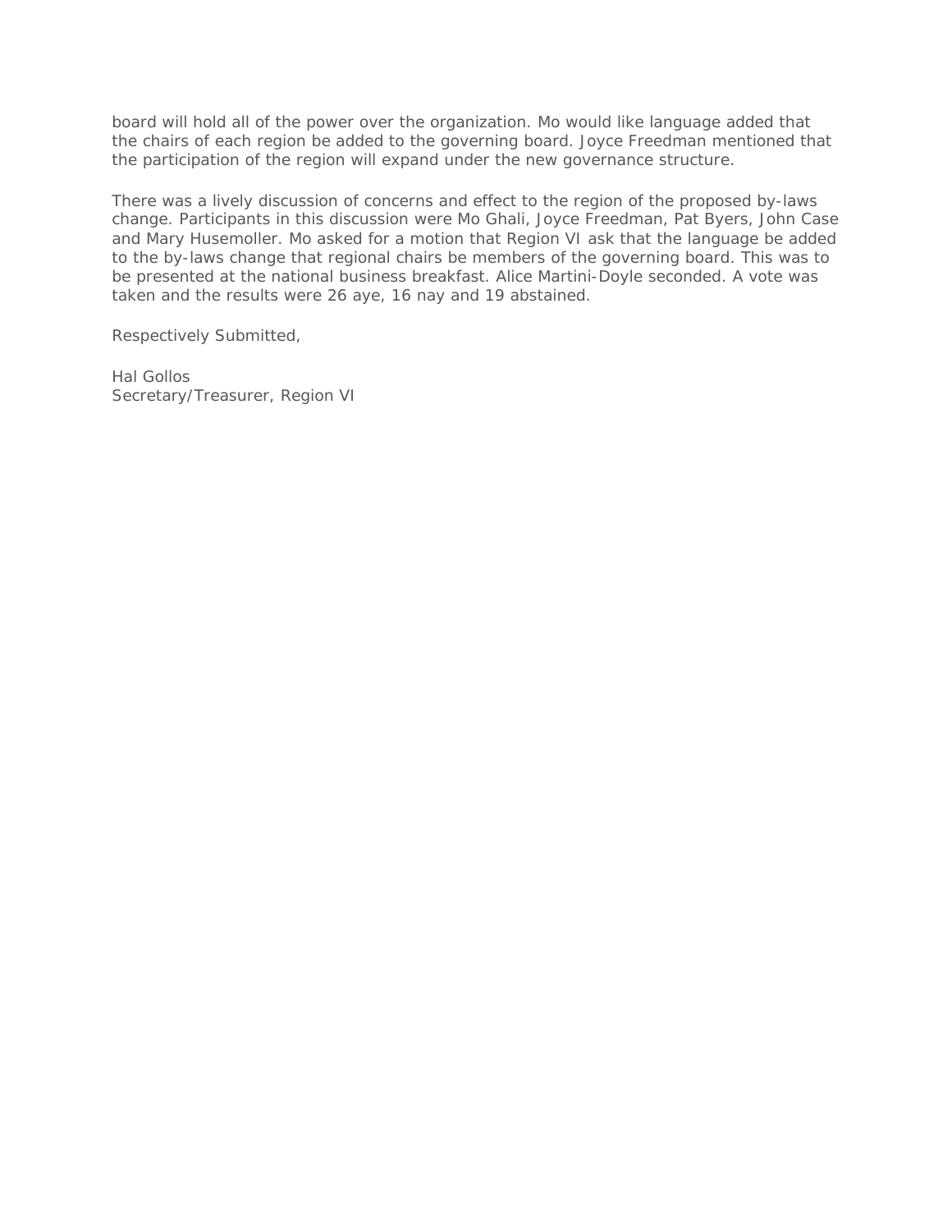board will hold all of the power over the organization. Mo would like language added that the chairs of each region be added to the governing board. Joyce Freedman mentioned that the participation of the region will expand under the new governance structure.

There was a lively discussion of concerns and effect to the region of the proposed by-laws change. Participants in this discussion were Mo Ghali, Joyce Freedman, Pat Byers, John Case and Mary Husemoller. Mo asked for a motion that Region VI ask that the language be added to the by-laws change that regional chairs be members of the governing board. This was to be presented at the national business breakfast. Alice Martini-Doyle seconded. A vote was taken and the results were 26 aye, 16 nay and 19 abstained.

Respectively Submitted,

Hal Gollos  
Secretary/Treasurer, Region VI